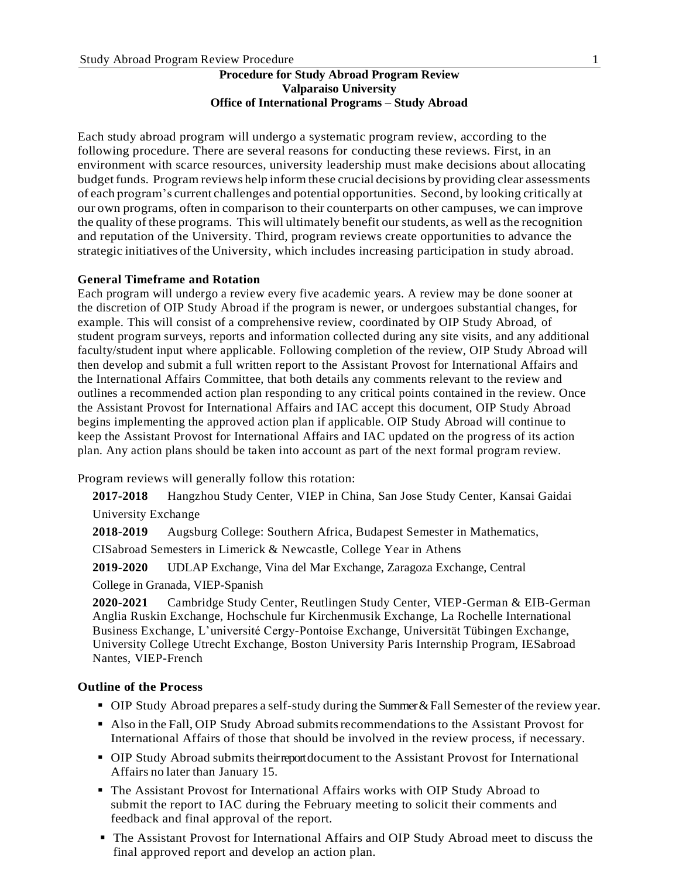**Procedure for Study Abroad Program Review**
**Valparaiso University**
**Office of International Programs – Study Abroad**

Each study abroad program will undergo a systematic program review, according to the following procedure. There are several reasons for conducting these reviews. First, in an environment with scarce resources, university leadership must make decisions about allocating budget funds. Program reviews help inform these crucial decisions by providing clear assessments of each program's current challenges and potential opportunities. Second, by looking critically at our own programs, often in comparison to their counterparts on other campuses, we can improve the quality of these programs. This will ultimately benefit our students, as well as the recognition and reputation of the University. Third, program reviews create opportunities to advance the strategic initiatives of the University, which includes increasing participation in study abroad.

**General Timeframe and Rotation**

Each program will undergo a review every five academic years. A review may be done sooner at the discretion of OIP Study Abroad if the program is newer, or undergoes substantial changes, for example. This will consist of a comprehensive review, coordinated by OIP Study Abroad, of student program surveys, reports and information collected during any site visits, and any additional faculty/student input where applicable. Following completion of the review, OIP Study Abroad will then develop and submit a full written report to the Assistant Provost for International Affairs and the International Affairs Committee, that both details any comments relevant to the review and outlines a recommended action plan responding to any critical points contained in the review. Once the Assistant Provost for International Affairs and IAC accept this document, OIP Study Abroad begins implementing the approved action plan if applicable. OIP Study Abroad will continue to keep the Assistant Provost for International Affairs and IAC updated on the progress of its action plan. Any action plans should be taken into account as part of the next formal program review.

Program reviews will generally follow this rotation:

**2017-2018** Hangzhou Study Center, VIEP in China, San Jose Study Center, Kansai Gaidai University Exchange

**2018-2019** Augsburg College: Southern Africa, Budapest Semester in Mathematics, CISabroad Semesters in Limerick & Newcastle, College Year in Athens

**2019-2020** UDLAP Exchange, Vina del Mar Exchange, Zaragoza Exchange, Central College in Granada, VIEP-Spanish

**2020-2021** Cambridge Study Center, Reutlingen Study Center, VIEP-German & EIB-German Anglia Ruskin Exchange, Hochschule fur Kirchenmusik Exchange, La Rochelle International Business Exchange, L'université Cergy-Pontoise Exchange, Universität Tübingen Exchange, University College Utrecht Exchange, Boston University Paris Internship Program, IESabroad Nantes, VIEP-French

**Outline of the Process**

- OIP Study Abroad prepares a self-study during the Summer & Fall Semester of the review year.
- Also in the Fall, OIP Study Abroad submits recommendations to the Assistant Provost for International Affairs of those that should be involved in the review process, if necessary.
- OIP Study Abroad submits their report document to the Assistant Provost for International Affairs no later than January 15.
- The Assistant Provost for International Affairs works with OIP Study Abroad to submit the report to IAC during the February meeting to solicit their comments and feedback and final approval of the report.
- The Assistant Provost for International Affairs and OIP Study Abroad meet to discuss the final approved report and develop an action plan.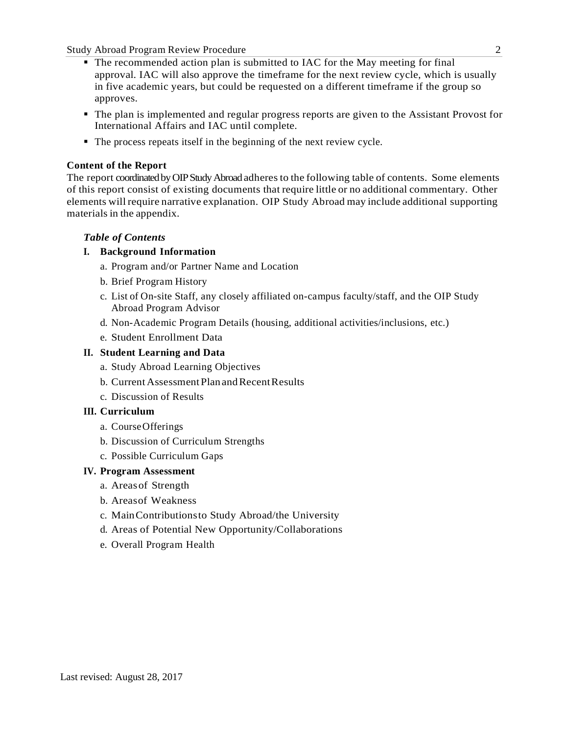- The recommended action plan is submitted to IAC for the May meeting for final approval. IAC will also approve the timeframe for the next review cycle, which is usually in five academic years, but could be requested on a different timeframe if the group so approves.
- The plan is implemented and regular progress reports are given to the Assistant Provost for International Affairs and IAC until complete.
- The process repeats itself in the beginning of the next review cycle.

**Content of the Report**

The report coordinated by OIP Study Abroad adheres to the following table of contents. Some elements of this report consist of existing documents that require little or no additional commentary. Other elements will require narrative explanation. OIP Study Abroad may include additional supporting materials in the appendix.

***Table of Contents***

**I. Background Information**

a. Program and/or Partner Name and Location

b. Brief Program History

c. List of On-site Staff, any closely affiliated on-campus faculty/staff, and the OIP Study Abroad Program Advisor

d. Non-Academic Program Details (housing, additional activities/inclusions, etc.)

e. Student Enrollment Data

**II. Student Learning and Data**

a. Study Abroad Learning Objectives

b. Current Assessment Plan and Recent Results

c. Discussion of Results

**III. Curriculum**

a. Course Offerings

b. Discussion of Curriculum Strengths

c. Possible Curriculum Gaps

**IV. Program Assessment**

a. Areas of Strength

b. Areas of Weakness

c. Main Contributions to Study Abroad/the University

d. Areas of Potential New Opportunity/Collaborations

e. Overall Program Health

Last revised: August 28, 2017